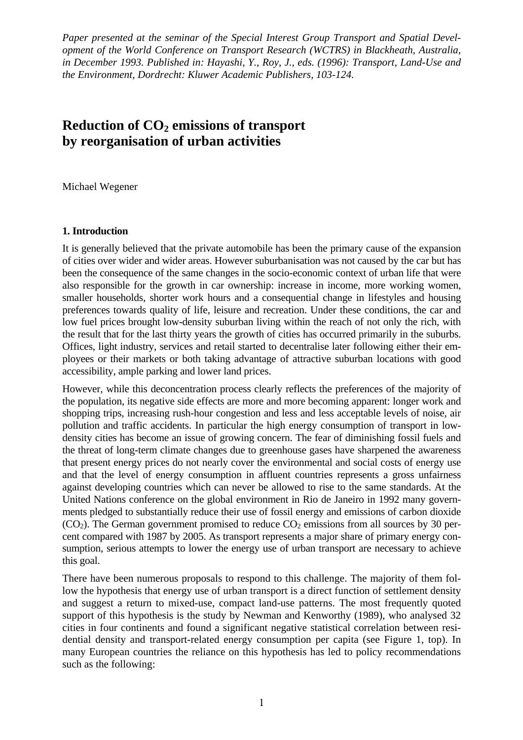*Paper presented at the seminar of the Special Interest Group Transport and Spatial Development of the World Conference on Transport Research (WCTRS) in Blackheath, Australia, in December 1993. Published in: Hayashi, Y., Roy, J., eds. (1996): Transport, Land-Use and the Environment, Dordrecht: Kluwer Academic Publishers, 103-124.*

# Reduction of $CO_2$ emissions of transport by reorganisation of urban activities

Michael Wegener

## 1. Introduction

It is generally believed that the private automobile has been the primary cause of the expansion of cities over wider and wider areas. However suburbanisation was not caused by the car but has been the consequence of the same changes in the socio-economic context of urban life that were also responsible for the growth in car ownership: increase in income, more working women, smaller households, shorter work hours and a consequential change in lifestyles and housing preferences towards quality of life, leisure and recreation. Under these conditions, the car and low fuel prices brought low-density suburban living within the reach of not only the rich, with the result that for the last thirty years the growth of cities has occurred primarily in the suburbs. Offices, light industry, services and retail started to decentralise later following either their employees or their markets or both taking advantage of attractive suburban locations with good accessibility, ample parking and lower land prices.

However, while this deconcentration process clearly reflects the preferences of the majority of the population, its negative side effects are more and more becoming apparent: longer work and shopping trips, increasing rush-hour congestion and less and less acceptable levels of noise, air pollution and traffic accidents. In particular the high energy consumption of transport in low-density cities has become an issue of growing concern. The fear of diminishing fossil fuels and the threat of long-term climate changes due to greenhouse gases have sharpened the awareness that present energy prices do not nearly cover the environmental and social costs of energy use and that the level of energy consumption in affluent countries represents a gross unfairness against developing countries which can never be allowed to rise to the same standards. At the United Nations conference on the global environment in Rio de Janeiro in 1992 many governments pledged to substantially reduce their use of fossil energy and emissions of carbon dioxide ($CO_2$). The German government promised to reduce $CO_2$ emissions from all sources by 30 percent compared with 1987 by 2005. As transport represents a major share of primary energy consumption, serious attempts to lower the energy use of urban transport are necessary to achieve this goal.

There have been numerous proposals to respond to this challenge. The majority of them follow the hypothesis that energy use of urban transport is a direct function of settlement density and suggest a return to mixed-use, compact land-use patterns. The most frequently quoted support of this hypothesis is the study by Newman and Kenworthy (1989), who analysed 32 cities in four continents and found a significant negative statistical correlation between residential density and transport-related energy consumption per capita (see Figure 1, top). In many European countries the reliance on this hypothesis has led to policy recommendations such as the following: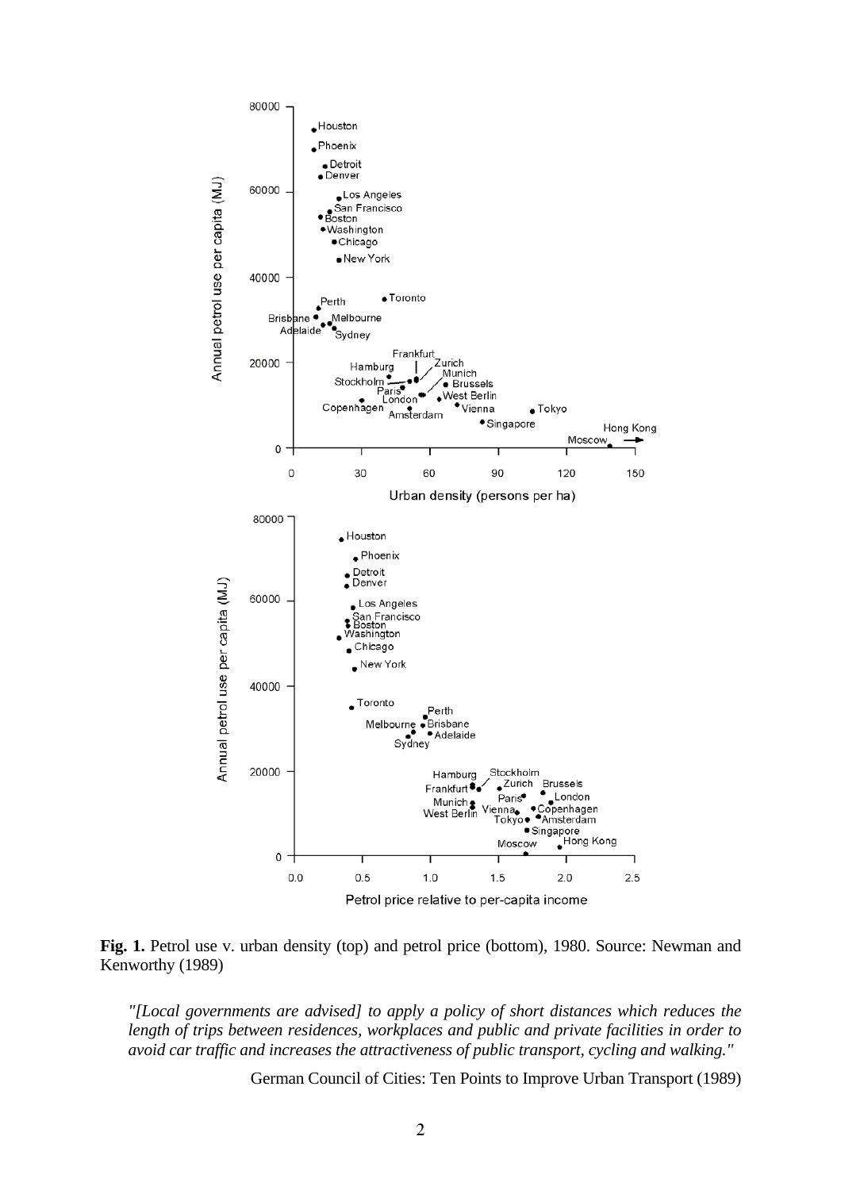**Fig. 1.** Petrol use v. urban density (top) and petrol price (bottom), 1980. Source: Newman and Kenworthy (1989)

> *"[Local governments are advised] to apply a policy of short distances which reduces the length of trips between residences, workplaces and public and private facilities in order to avoid car traffic and increases the attractiveness of public transport, cycling and walking."*
>
> German Council of Cities: Ten Points to Improve Urban Transport (1989)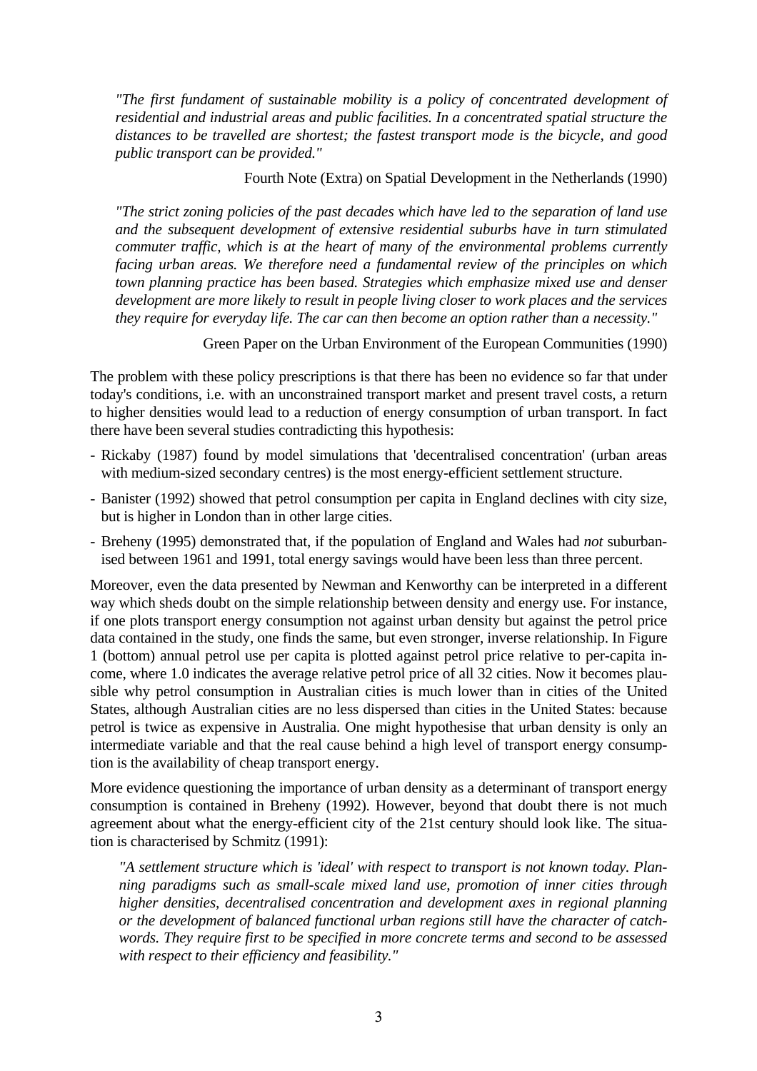*"The first fundament of sustainable mobility is a policy of concentrated development of residential and industrial areas and public facilities. In a concentrated spatial structure the distances to be travelled are shortest; the fastest transport mode is the bicycle, and good public transport can be provided."*

Fourth Note (Extra) on Spatial Development in the Netherlands (1990)

*"The strict zoning policies of the past decades which have led to the separation of land use and the subsequent development of extensive residential suburbs have in turn stimulated commuter traffic, which is at the heart of many of the environmental problems currently facing urban areas. We therefore need a fundamental review of the principles on which town planning practice has been based. Strategies which emphasize mixed use and denser development are more likely to result in people living closer to work places and the services they require for everyday life. The car can then become an option rather than a necessity."*

Green Paper on the Urban Environment of the European Communities (1990)

The problem with these policy prescriptions is that there has been no evidence so far that under today's conditions, i.e. with an unconstrained transport market and present travel costs, a return to higher densities would lead to a reduction of energy consumption of urban transport. In fact there have been several studies contradicting this hypothesis:

- Rickaby (1987) found by model simulations that 'decentralised concentration' (urban areas with medium-sized secondary centres) is the most energy-efficient settlement structure.
- Banister (1992) showed that petrol consumption per capita in England declines with city size, but is higher in London than in other large cities.
- Breheny (1995) demonstrated that, if the population of England and Wales had *not* suburbanised between 1961 and 1991, total energy savings would have been less than three percent.

Moreover, even the data presented by Newman and Kenworthy can be interpreted in a different way which sheds doubt on the simple relationship between density and energy use. For instance, if one plots transport energy consumption not against urban density but against the petrol price data contained in the study, one finds the same, but even stronger, inverse relationship. In Figure 1 (bottom) annual petrol use per capita is plotted against petrol price relative to per-capita income, where 1.0 indicates the average relative petrol price of all 32 cities. Now it becomes plausible why petrol consumption in Australian cities is much lower than in cities of the United States, although Australian cities are no less dispersed than cities in the United States: because petrol is twice as expensive in Australia. One might hypothesise that urban density is only an intermediate variable and that the real cause behind a high level of transport energy consumption is the availability of cheap transport energy.

More evidence questioning the importance of urban density as a determinant of transport energy consumption is contained in Breheny (1992). However, beyond that doubt there is not much agreement about what the energy-efficient city of the 21st century should look like. The situation is characterised by Schmitz (1991):

*"A settlement structure which is 'ideal' with respect to transport is not known today. Planning paradigms such as small-scale mixed land use, promotion of inner cities through higher densities, decentralised concentration and development axes in regional planning or the development of balanced functional urban regions still have the character of catchwords. They require first to be specified in more concrete terms and second to be assessed with respect to their efficiency and feasibility."*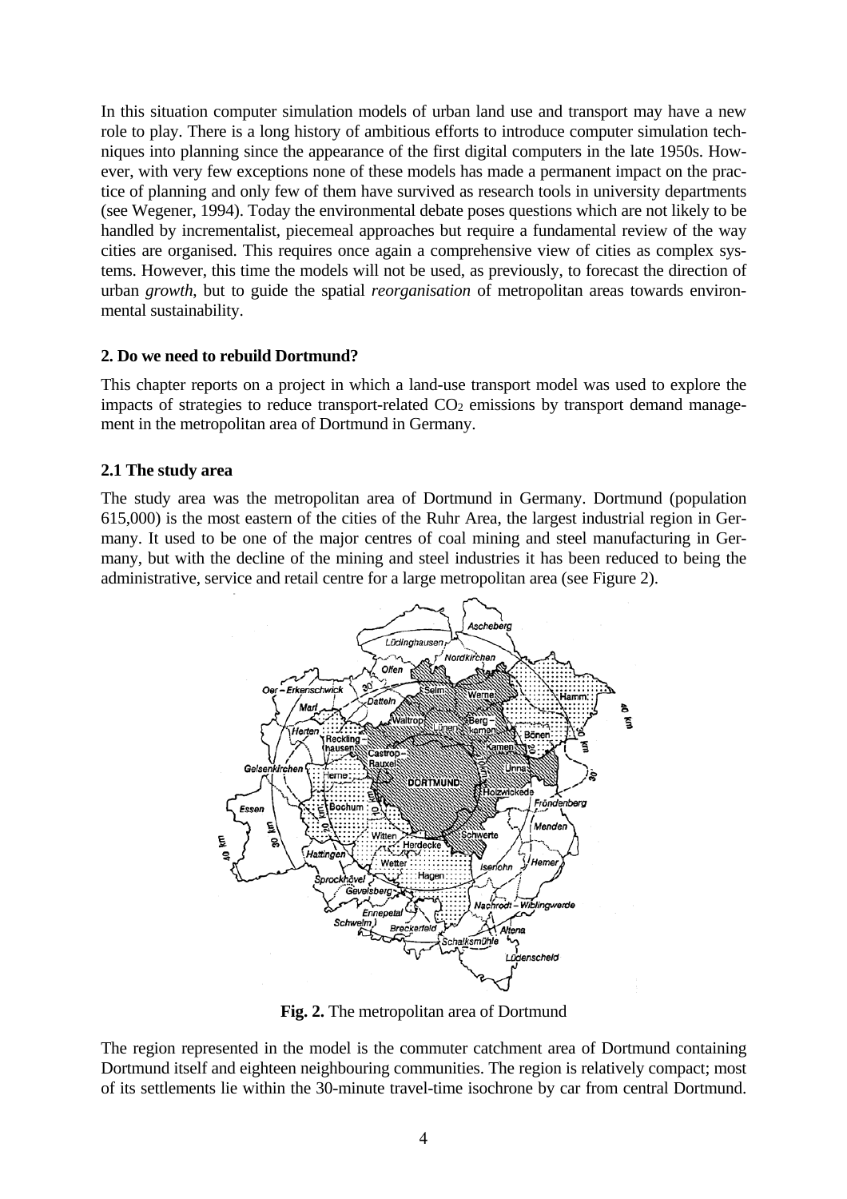In this situation computer simulation models of urban land use and transport may have a new role to play. There is a long history of ambitious efforts to introduce computer simulation techniques into planning since the appearance of the first digital computers in the late 1950s. However, with very few exceptions none of these models has made a permanent impact on the practice of planning and only few of them have survived as research tools in university departments (see Wegener, 1994). Today the environmental debate poses questions which are not likely to be handled by incrementalist, piecemeal approaches but require a fundamental review of the way cities are organised. This requires once again a comprehensive view of cities as complex systems. However, this time the models will not be used, as previously, to forecast the direction of urban *growth*, but to guide the spatial *reorganisation* of metropolitan areas towards environmental sustainability.

## 2. Do we need to rebuild Dortmund?

This chapter reports on a project in which a land-use transport model was used to explore the impacts of strategies to reduce transport-related $CO_2$ emissions by transport demand management in the metropolitan area of Dortmund in Germany.

### 2.1 The study area

The study area was the metropolitan area of Dortmund in Germany. Dortmund (population 615,000) is the most eastern of the cities of the Ruhr Area, the largest industrial region in Germany. It used to be one of the major centres of coal mining and steel manufacturing in Germany, but with the decline of the mining and steel industries it has been reduced to being the administrative, service and retail centre for a large metropolitan area (see Figure 2).

**Fig. 2.** The metropolitan area of Dortmund

The region represented in the model is the commuter catchment area of Dortmund containing Dortmund itself and eighteen neighbouring communities. The region is relatively compact; most of its settlements lie within the 30-minute travel-time isochrone by car from central Dortmund.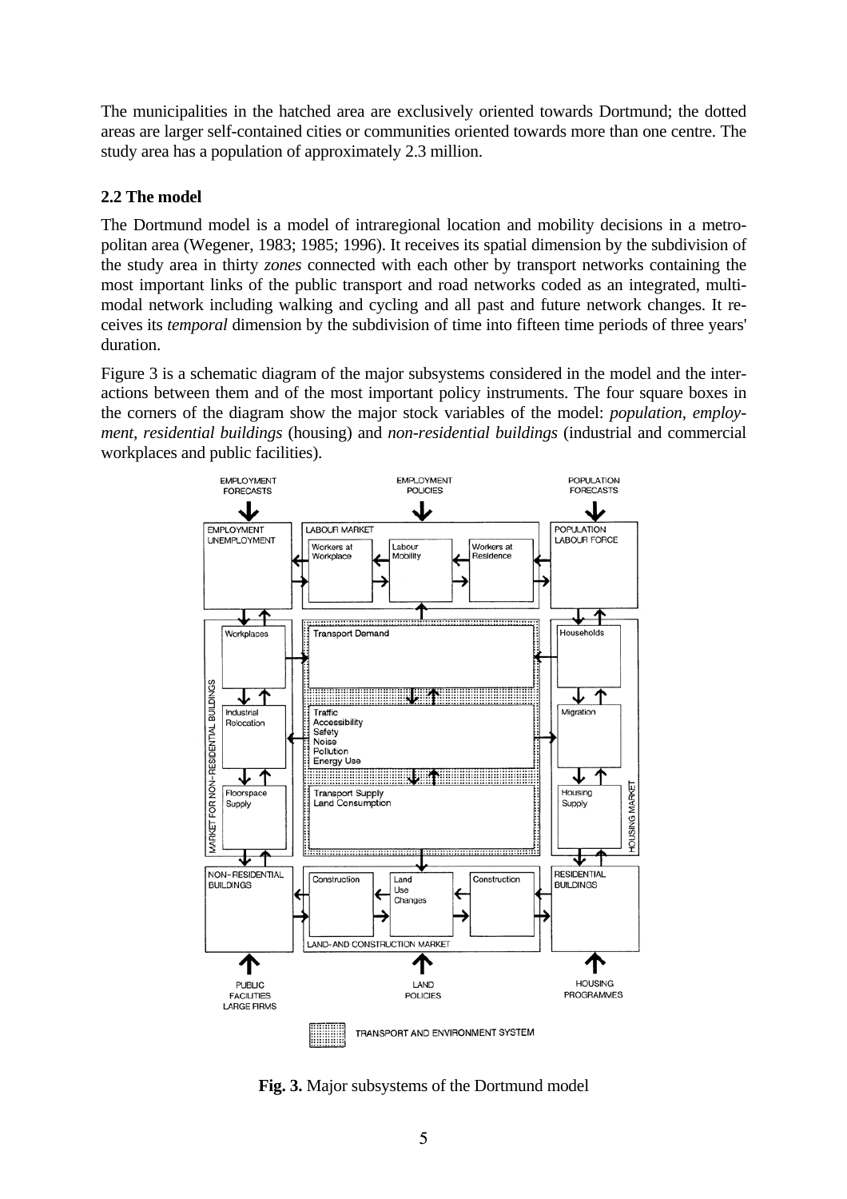The municipalities in the hatched area are exclusively oriented towards Dortmund; the dotted areas are larger self-contained cities or communities oriented towards more than one centre. The study area has a population of approximately 2.3 million.

### 2.2 The model

The Dortmund model is a model of intraregional location and mobility decisions in a metropolitan area (Wegener, 1983; 1985; 1996). It receives its spatial dimension by the subdivision of the study area in thirty *zones* connected with each other by transport networks containing the most important links of the public transport and road networks coded as an integrated, multimodal network including walking and cycling and all past and future network changes. It receives its *temporal* dimension by the subdivision of time into fifteen time periods of three years' duration.

Figure 3 is a schematic diagram of the major subsystems considered in the model and the interactions between them and of the most important policy instruments. The four square boxes in the corners of the diagram show the major stock variables of the model: *population*, *employment*, *residential buildings* (housing) and *non-residential buildings* (industrial and commercial workplaces and public facilities).

**Fig. 3.** Major subsystems of the Dortmund model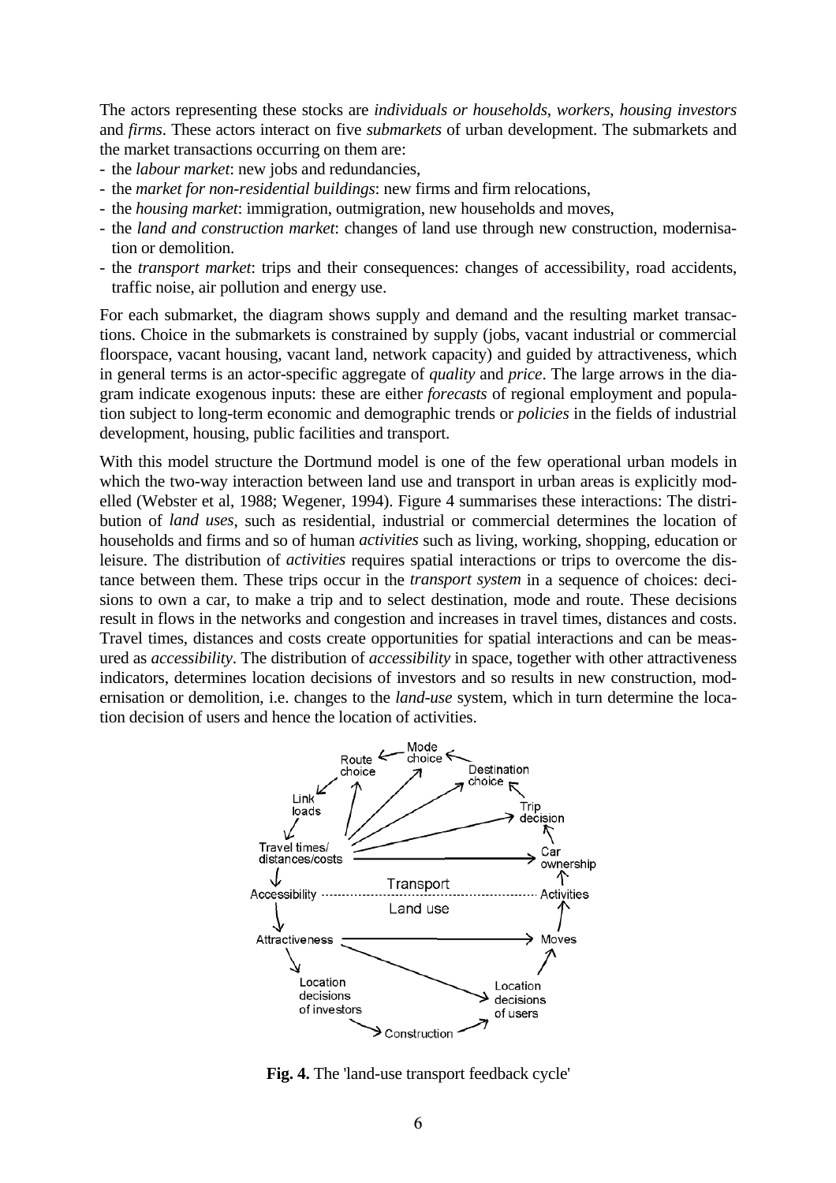The actors representing these stocks are *individuals or households*, *workers*, *housing investors* and *firms*. These actors interact on five *submarkets* of urban development. The submarkets and the market transactions occurring on them are:

- the *labour market*: new jobs and redundancies,
- the *market for non-residential buildings*: new firms and firm relocations,
- the *housing market*: immigration, outmigration, new households and moves,
- the *land and construction market*: changes of land use through new construction, modernisation or demolition.
- the *transport market*: trips and their consequences: changes of accessibility, road accidents, traffic noise, air pollution and energy use.

For each submarket, the diagram shows supply and demand and the resulting market transactions. Choice in the submarkets is constrained by supply (jobs, vacant industrial or commercial floorspace, vacant housing, vacant land, network capacity) and guided by attractiveness, which in general terms is an actor-specific aggregate of *quality* and *price*. The large arrows in the diagram indicate exogenous inputs: these are either *forecasts* of regional employment and population subject to long-term economic and demographic trends or *policies* in the fields of industrial development, housing, public facilities and transport.

With this model structure the Dortmund model is one of the few operational urban models in which the two-way interaction between land use and transport in urban areas is explicitly modelled (Webster et al, 1988; Wegener, 1994). Figure 4 summarises these interactions: The distribution of *land uses*, such as residential, industrial or commercial determines the location of households and firms and so of human *activities* such as living, working, shopping, education or leisure. The distribution of *activities* requires spatial interactions or trips to overcome the distance between them. These trips occur in the *transport system* in a sequence of choices: decisions to own a car, to make a trip and to select destination, mode and route. These decisions result in flows in the networks and congestion and increases in travel times, distances and costs. Travel times, distances and costs create opportunities for spatial interactions and can be measured as *accessibility*. The distribution of *accessibility* in space, together with other attractiveness indicators, determines location decisions of investors and so results in new construction, modernisation or demolition, i.e. changes to the *land-use* system, which in turn determine the location decision of users and hence the location of activities.

Mode choice
Route choice
Destination choice
Link loads
Trip decision
Travel times/ distances/costs
Car ownership
Transport
Accessibility
Activities
Land use
Attractiveness
Moves
Location decisions of investors
Location decisions of users
Construction

**Fig. 4.** The 'land-use transport feedback cycle'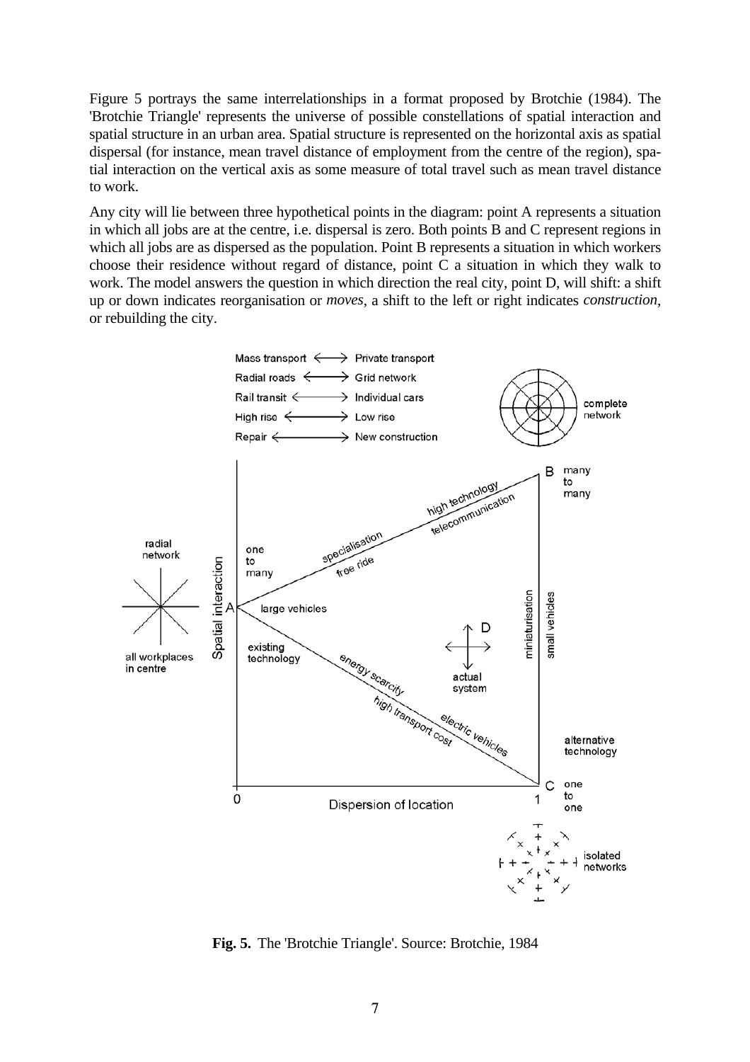Figure 5 portrays the same interrelationships in a format proposed by Brotchie (1984). The 'Brotchie Triangle' represents the universe of possible constellations of spatial interaction and spatial structure in an urban area. Spatial structure is represented on the horizontal axis as spatial dispersal (for instance, mean travel distance of employment from the centre of the region), spatial interaction on the vertical axis as some measure of total travel such as mean travel distance to work.

Any city will lie between three hypothetical points in the diagram: point A represents a situation in which all jobs are at the centre, i.e. dispersal is zero. Both points B and C represent regions in which all jobs are as dispersed as the population. Point B represents a situation in which workers choose their residence without regard of distance, point C a situation in which they walk to work. The model answers the question in which direction the real city, point D, will shift: a shift up or down indicates reorganisation or *moves*, a shift to the left or right indicates *construction*, or rebuilding the city.

**Fig. 5.** The 'Brotchie Triangle'. Source: Brotchie, 1984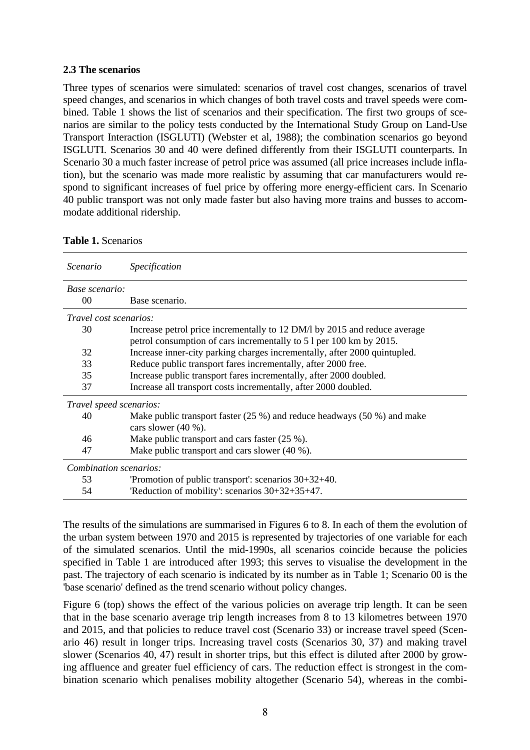### 2.3 The scenarios

Three types of scenarios were simulated: scenarios of travel cost changes, scenarios of travel speed changes, and scenarios in which changes of both travel costs and travel speeds were combined. Table 1 shows the list of scenarios and their specification. The first two groups of scenarios are similar to the policy tests conducted by the International Study Group on Land-Use Transport Interaction (ISGLUTI) (Webster et al, 1988); the combination scenarios go beyond ISGLUTI. Scenarios 30 and 40 were defined differently from their ISGLUTI counterparts. In Scenario 30 a much faster increase of petrol price was assumed (all price increases include inflation), but the scenario was made more realistic by assuming that car manufacturers would respond to significant increases of fuel price by offering more energy-efficient cars. In Scenario 40 public transport was not only made faster but also having more trains and busses to accommodate additional ridership.

**Table 1.** Scenarios

| *Scenario* | *Specification* |
|---|---|
| *Base scenario:* | |
| 00 | Base scenario. |
| *Travel cost scenarios:* | |
| 30 | Increase petrol price incrementally to 12 DM/l by 2015 and reduce average petrol consumption of cars incrementally to 5 l per 100 km by 2015. |
| 32 | Increase inner-city parking charges incrementally, after 2000 quintupled. |
| 33 | Reduce public transport fares incrementally, after 2000 free. |
| 35 | Increase public transport fares incrementally, after 2000 doubled. |
| 37 | Increase all transport costs incrementally, after 2000 doubled. |
| *Travel speed scenarios:* | |
| 40 | Make public transport faster (25 %) and reduce headways (50 %) and make cars slower (40 %). |
| 46 | Make public transport and cars faster (25 %). |
| 47 | Make public transport and cars slower (40 %). |
| *Combination scenarios:* | |
| 53 | 'Promotion of public transport': scenarios 30+32+40. |
| 54 | 'Reduction of mobility': scenarios 30+32+35+47. |

The results of the simulations are summarised in Figures 6 to 8. In each of them the evolution of the urban system between 1970 and 2015 is represented by trajectories of one variable for each of the simulated scenarios. Until the mid-1990s, all scenarios coincide because the policies specified in Table 1 are introduced after 1993; this serves to visualise the development in the past. The trajectory of each scenario is indicated by its number as in Table 1; Scenario 00 is the 'base scenario' defined as the trend scenario without policy changes.

Figure 6 (top) shows the effect of the various policies on average trip length. It can be seen that in the base scenario average trip length increases from 8 to 13 kilometres between 1970 and 2015, and that policies to reduce travel cost (Scenario 33) or increase travel speed (Scenario 46) result in longer trips. Increasing travel costs (Scenarios 30, 37) and making travel slower (Scenarios 40, 47) result in shorter trips, but this effect is diluted after 2000 by growing affluence and greater fuel efficiency of cars. The reduction effect is strongest in the combination scenario which penalises mobility altogether (Scenario 54), whereas in the combi-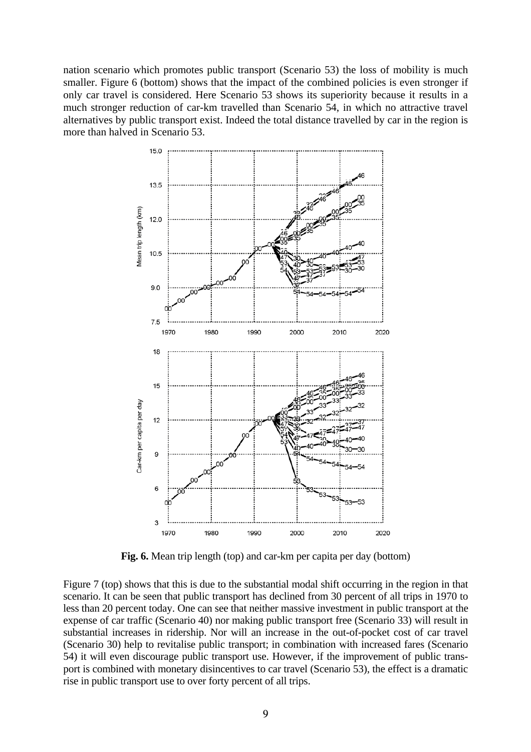nation scenario which promotes public transport (Scenario 53) the loss of mobility is much smaller. Figure 6 (bottom) shows that the impact of the combined policies is even stronger if only car travel is considered. Here Scenario 53 shows its superiority because it results in a much stronger reduction of car-km travelled than Scenario 54, in which no attractive travel alternatives by public transport exist. Indeed the total distance travelled by car in the region is more than halved in Scenario 53.

**Fig. 6.** Mean trip length (top) and car-km per capita per day (bottom)

Figure 7 (top) shows that this is due to the substantial modal shift occurring in the region in that scenario. It can be seen that public transport has declined from 30 percent of all trips in 1970 to less than 20 percent today. One can see that neither massive investment in public transport at the expense of car traffic (Scenario 40) nor making public transport free (Scenario 33) will result in substantial increases in ridership. Nor will an increase in the out-of-pocket cost of car travel (Scenario 30) help to revitalise public transport; in combination with increased fares (Scenario 54) it will even discourage public transport use. However, if the improvement of public transport is combined with monetary disincentives to car travel (Scenario 53), the effect is a dramatic rise in public transport use to over forty percent of all trips.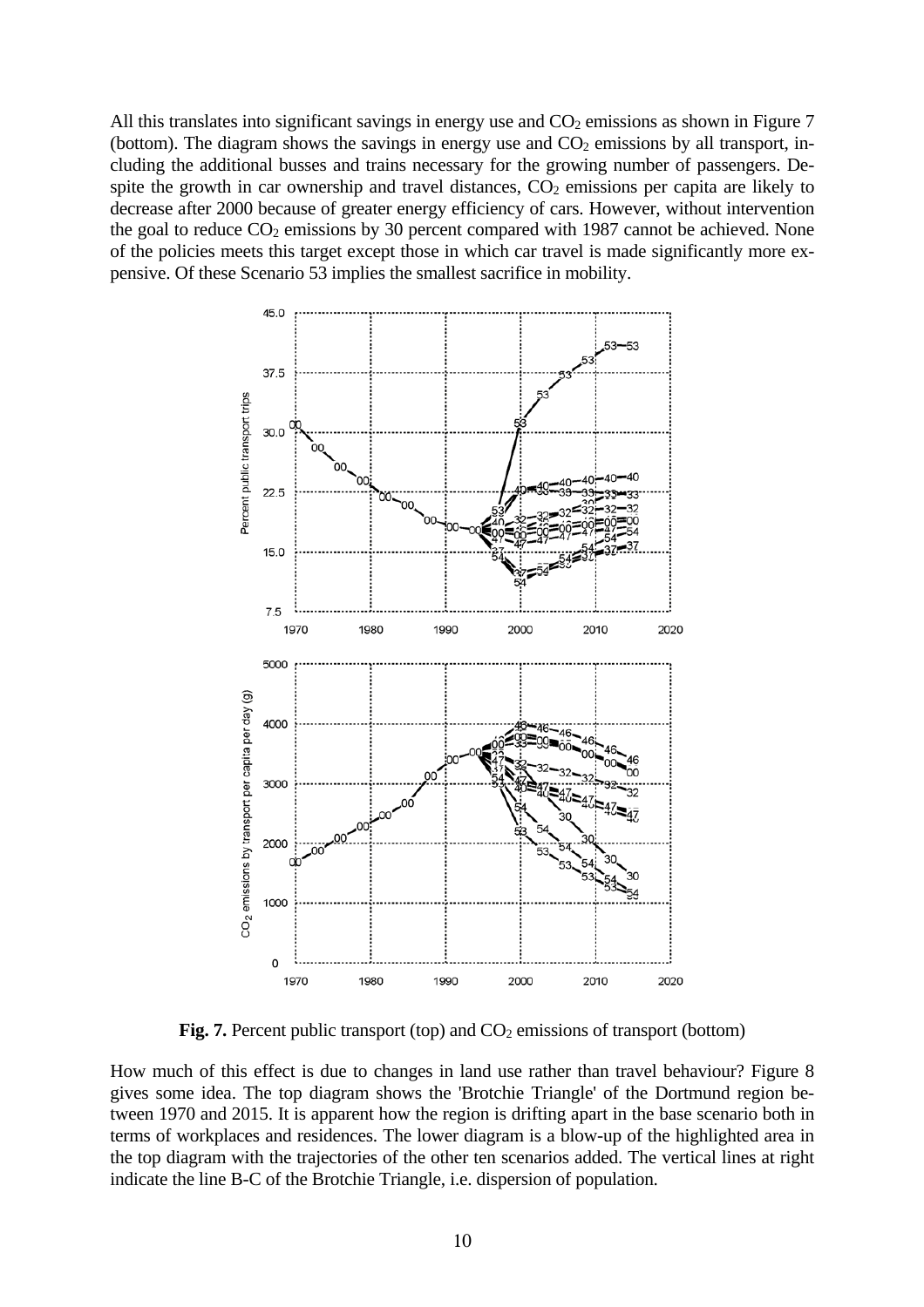All this translates into significant savings in energy use and $CO_2$ emissions as shown in Figure 7 (bottom). The diagram shows the savings in energy use and $CO_2$ emissions by all transport, including the additional busses and trains necessary for the growing number of passengers. Despite the growth in car ownership and travel distances, $CO_2$ emissions per capita are likely to decrease after 2000 because of greater energy efficiency of cars. However, without intervention the goal to reduce $CO_2$ emissions by 30 percent compared with 1987 cannot be achieved. None of the policies meets this target except those in which car travel is made significantly more expensive. Of these Scenario 53 implies the smallest sacrifice in mobility.

**Fig. 7.** Percent public transport (top) and $CO_2$ emissions of transport (bottom)

How much of this effect is due to changes in land use rather than travel behaviour? Figure 8 gives some idea. The top diagram shows the 'Brotchie Triangle' of the Dortmund region between 1970 and 2015. It is apparent how the region is drifting apart in the base scenario both in terms of workplaces and residences. The lower diagram is a blow-up of the highlighted area in the top diagram with the trajectories of the other ten scenarios added. The vertical lines at right indicate the line B-C of the Brotchie Triangle, i.e. dispersion of population.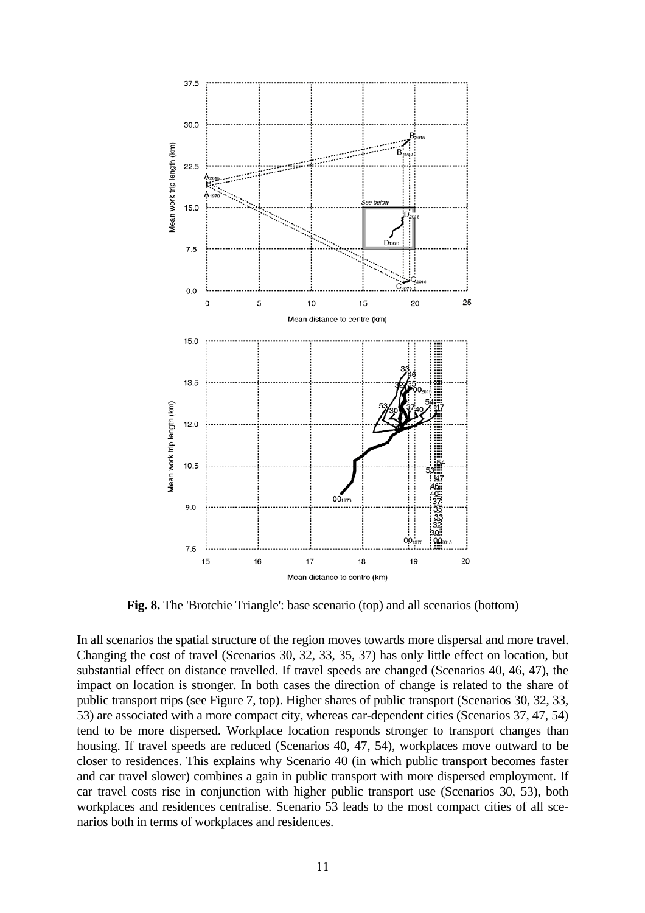**Fig. 8.** The 'Brotchie Triangle': base scenario (top) and all scenarios (bottom)

In all scenarios the spatial structure of the region moves towards more dispersal and more travel. Changing the cost of travel (Scenarios 30, 32, 33, 35, 37) has only little effect on location, but substantial effect on distance travelled. If travel speeds are changed (Scenarios 40, 46, 47), the impact on location is stronger. In both cases the direction of change is related to the share of public transport trips (see Figure 7, top). Higher shares of public transport (Scenarios 30, 32, 33, 53) are associated with a more compact city, whereas car-dependent cities (Scenarios 37, 47, 54) tend to be more dispersed. Workplace location responds stronger to transport changes than housing. If travel speeds are reduced (Scenarios 40, 47, 54), workplaces move outward to be closer to residences. This explains why Scenario 40 (in which public transport becomes faster and car travel slower) combines a gain in public transport with more dispersed employment. If car travel costs rise in conjunction with higher public transport use (Scenarios 30, 53), both workplaces and residences centralise. Scenario 53 leads to the most compact cities of all scenarios both in terms of workplaces and residences.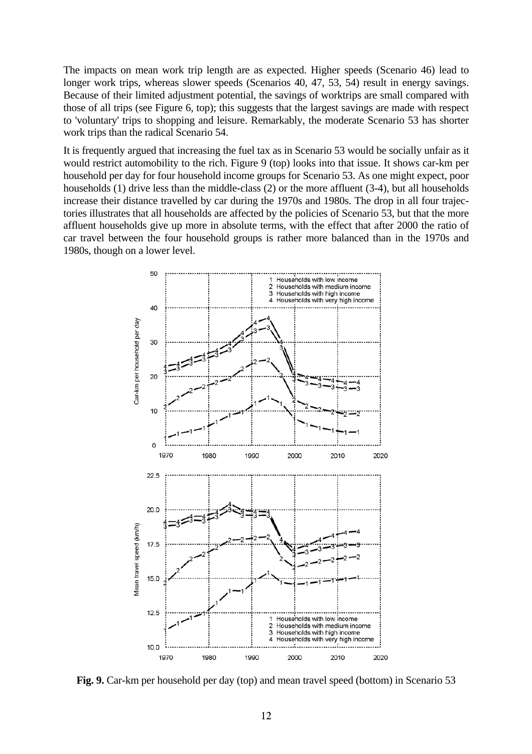The impacts on mean work trip length are as expected. Higher speeds (Scenario 46) lead to longer work trips, whereas slower speeds (Scenarios 40, 47, 53, 54) result in energy savings. Because of their limited adjustment potential, the savings of worktrips are small compared with those of all trips (see Figure 6, top); this suggests that the largest savings are made with respect to 'voluntary' trips to shopping and leisure. Remarkably, the moderate Scenario 53 has shorter work trips than the radical Scenario 54.

It is frequently argued that increasing the fuel tax as in Scenario 53 would be socially unfair as it would restrict automobility to the rich. Figure 9 (top) looks into that issue. It shows car-km per household per day for four household income groups for Scenario 53. As one might expect, poor households (1) drive less than the middle-class (2) or the more affluent (3-4), but all households increase their distance travelled by car during the 1970s and 1980s. The drop in all four trajectories illustrates that all households are affected by the policies of Scenario 53, but that the more affluent households give up more in absolute terms, with the effect that after 2000 the ratio of car travel between the four household groups is rather more balanced than in the 1970s and 1980s, though on a lower level.

**Fig. 9.** Car-km per household per day (top) and mean travel speed (bottom) in Scenario 53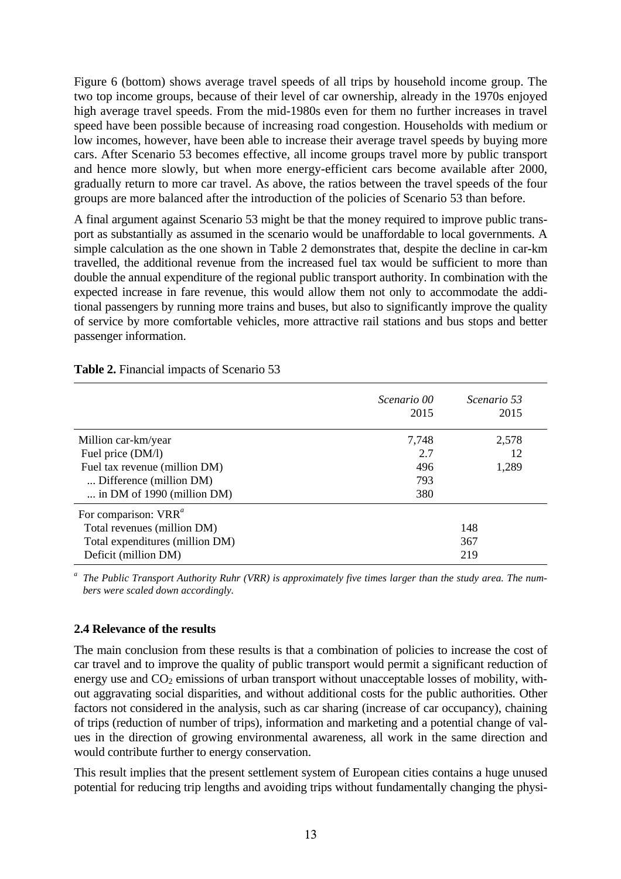Figure 6 (bottom) shows average travel speeds of all trips by household income group. The two top income groups, because of their level of car ownership, already in the 1970s enjoyed high average travel speeds. From the mid-1980s even for them no further increases in travel speed have been possible because of increasing road congestion. Households with medium or low incomes, however, have been able to increase their average travel speeds by buying more cars. After Scenario 53 becomes effective, all income groups travel more by public transport and hence more slowly, but when more energy-efficient cars become available after 2000, gradually return to more car travel. As above, the ratios between the travel speeds of the four groups are more balanced after the introduction of the policies of Scenario 53 than before.

A final argument against Scenario 53 might be that the money required to improve public transport as substantially as assumed in the scenario would be unaffordable to local governments. A simple calculation as the one shown in Table 2 demonstrates that, despite the decline in car-km travelled, the additional revenue from the increased fuel tax would be sufficient to more than double the annual expenditure of the regional public transport authority. In combination with the expected increase in fare revenue, this would allow them not only to accommodate the additional passengers by running more trains and buses, but also to significantly improve the quality of service by more comfortable vehicles, more attractive rail stations and bus stops and better passenger information.

**Table 2.** Financial impacts of Scenario 53

| | *Scenario 00* 2015 | *Scenario 53* 2015 |
|---|---|---|
| Million car-km/year | 7,748 | 2,578 |
| Fuel price (DM/l) | 2.7 | 12 |
| Fuel tax revenue (million DM) | 496 | 1,289 |
| ... Difference (million DM) | 793 | |
| ... in DM of 1990 (million DM) | 380 | |
| For comparison: VRR[a] | | |
| Total revenues (million DM) | 148 | |
| Total expenditures (million DM) | 367 | |
| Deficit (million DM) | 219 | |

[a] *The Public Transport Authority Ruhr (VRR) is approximately five times larger than the study area. The numbers were scaled down accordingly.*

### 2.4 Relevance of the results

The main conclusion from these results is that a combination of policies to increase the cost of car travel and to improve the quality of public transport would permit a significant reduction of energy use and $CO_2$ emissions of urban transport without unacceptable losses of mobility, without aggravating social disparities, and without additional costs for the public authorities. Other factors not considered in the analysis, such as car sharing (increase of car occupancy), chaining of trips (reduction of number of trips), information and marketing and a potential change of values in the direction of growing environmental awareness, all work in the same direction and would contribute further to energy conservation.

This result implies that the present settlement system of European cities contains a huge unused potential for reducing trip lengths and avoiding trips without fundamentally changing the physi-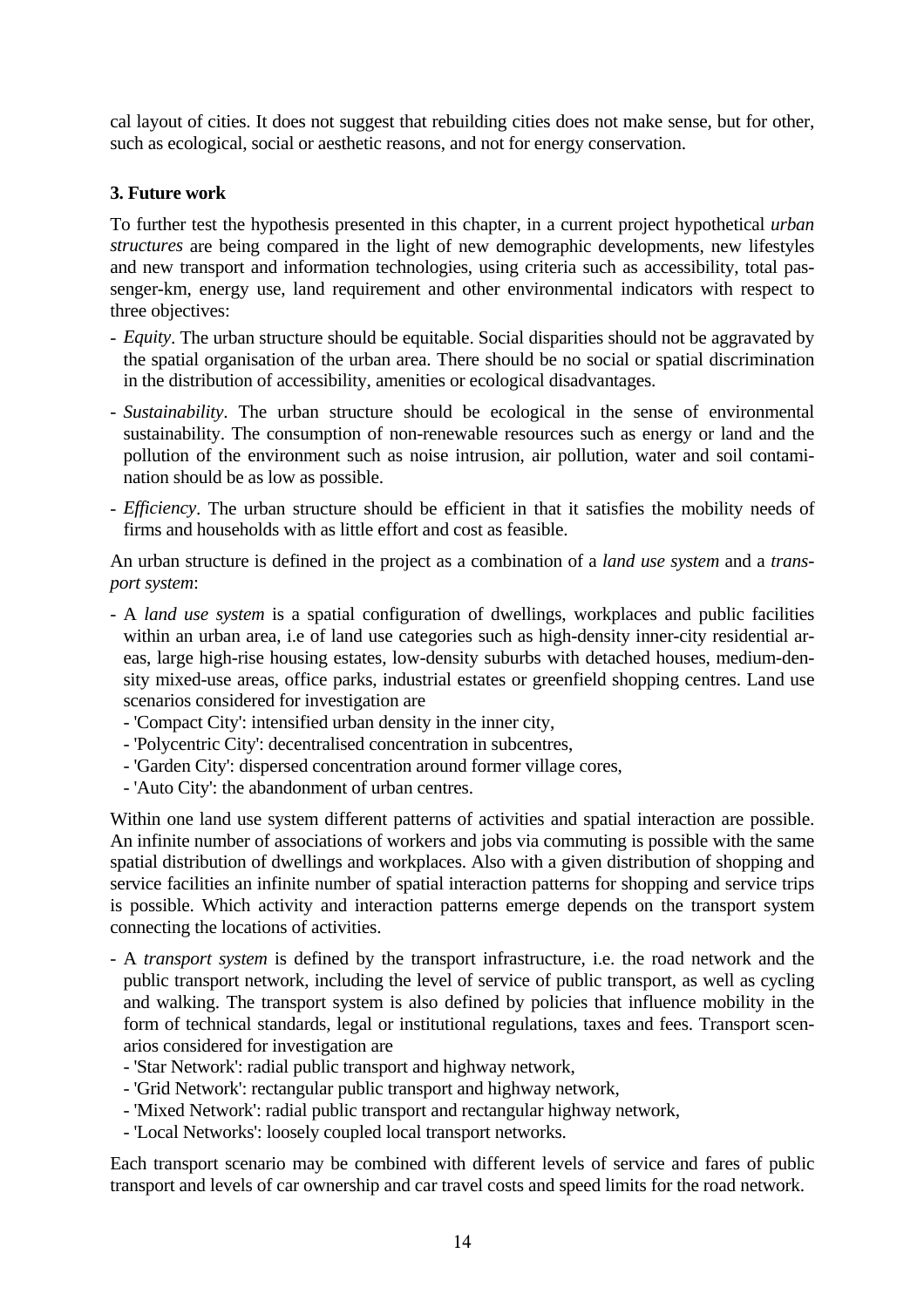cal layout of cities. It does not suggest that rebuilding cities does not make sense, but for other, such as ecological, social or aesthetic reasons, and not for energy conservation.

## 3. Future work

To further test the hypothesis presented in this chapter, in a current project hypothetical *urban structures* are being compared in the light of new demographic developments, new lifestyles and new transport and information technologies, using criteria such as accessibility, total passenger-km, energy use, land requirement and other environmental indicators with respect to three objectives:

- *Equity*. The urban structure should be equitable. Social disparities should not be aggravated by the spatial organisation of the urban area. There should be no social or spatial discrimination in the distribution of accessibility, amenities or ecological disadvantages.
- *Sustainability*. The urban structure should be ecological in the sense of environmental sustainability. The consumption of non-renewable resources such as energy or land and the pollution of the environment such as noise intrusion, air pollution, water and soil contamination should be as low as possible.
- *Efficiency*. The urban structure should be efficient in that it satisfies the mobility needs of firms and households with as little effort and cost as feasible.

An urban structure is defined in the project as a combination of a *land use system* and a *transport system*:

- A *land use system* is a spatial configuration of dwellings, workplaces and public facilities within an urban area, i.e of land use categories such as high-density inner-city residential areas, large high-rise housing estates, low-density suburbs with detached houses, medium-density mixed-use areas, office parks, industrial estates or greenfield shopping centres. Land use scenarios considered for investigation are
  - 'Compact City': intensified urban density in the inner city,
  - 'Polycentric City': decentralised concentration in subcentres,
  - 'Garden City': dispersed concentration around former village cores,
  - 'Auto City': the abandonment of urban centres.

Within one land use system different patterns of activities and spatial interaction are possible. An infinite number of associations of workers and jobs via commuting is possible with the same spatial distribution of dwellings and workplaces. Also with a given distribution of shopping and service facilities an infinite number of spatial interaction patterns for shopping and service trips is possible. Which activity and interaction patterns emerge depends on the transport system connecting the locations of activities.

- A *transport system* is defined by the transport infrastructure, i.e. the road network and the public transport network, including the level of service of public transport, as well as cycling and walking. The transport system is also defined by policies that influence mobility in the form of technical standards, legal or institutional regulations, taxes and fees. Transport scenarios considered for investigation are
  - 'Star Network': radial public transport and highway network,
  - 'Grid Network': rectangular public transport and highway network,
  - 'Mixed Network': radial public transport and rectangular highway network,
  - 'Local Networks': loosely coupled local transport networks.

Each transport scenario may be combined with different levels of service and fares of public transport and levels of car ownership and car travel costs and speed limits for the road network.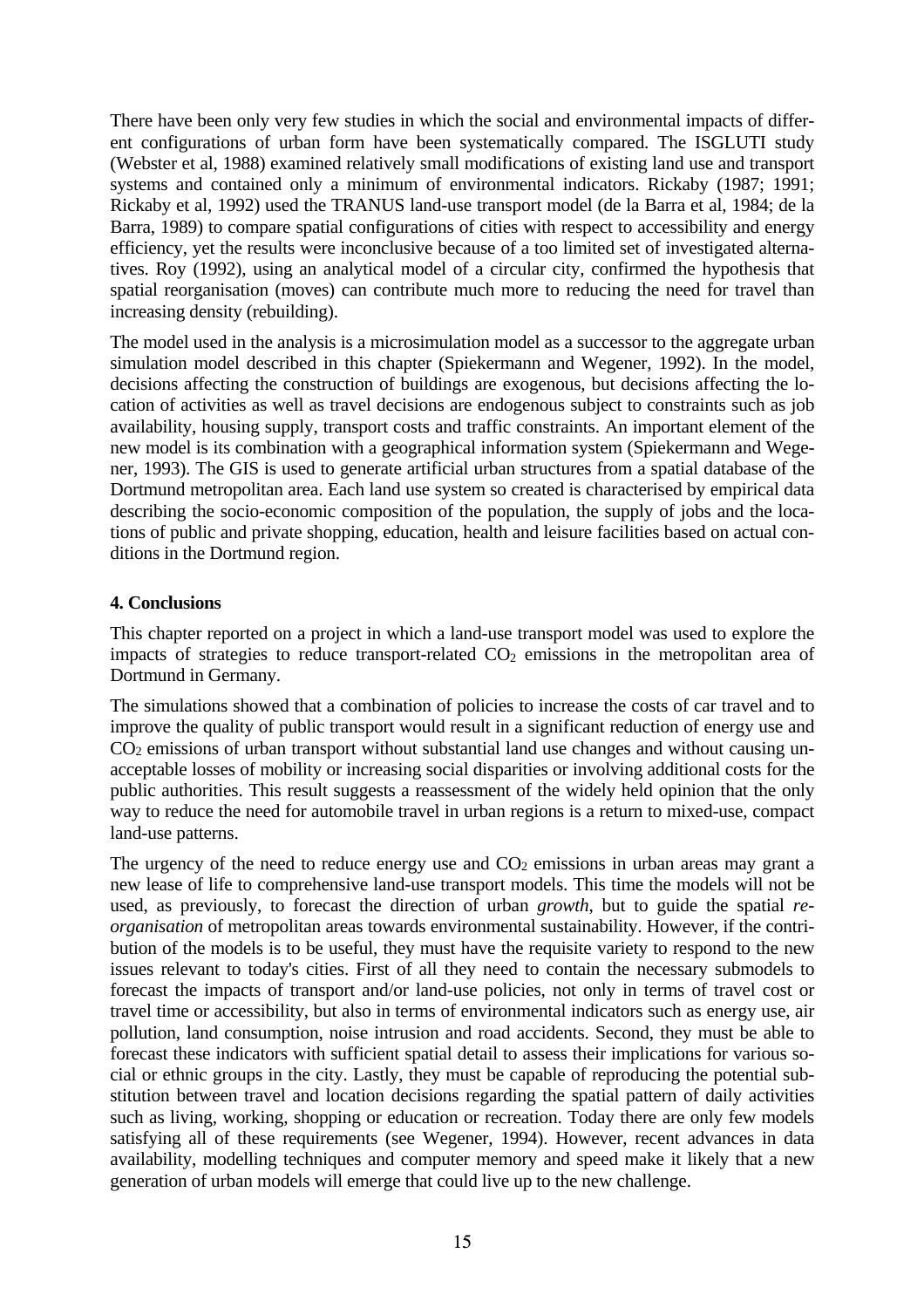There have been only very few studies in which the social and environmental impacts of different configurations of urban form have been systematically compared. The ISGLUTI study (Webster et al, 1988) examined relatively small modifications of existing land use and transport systems and contained only a minimum of environmental indicators. Rickaby (1987; 1991; Rickaby et al, 1992) used the TRANUS land-use transport model (de la Barra et al, 1984; de la Barra, 1989) to compare spatial configurations of cities with respect to accessibility and energy efficiency, yet the results were inconclusive because of a too limited set of investigated alternatives. Roy (1992), using an analytical model of a circular city, confirmed the hypothesis that spatial reorganisation (moves) can contribute much more to reducing the need for travel than increasing density (rebuilding).

The model used in the analysis is a microsimulation model as a successor to the aggregate urban simulation model described in this chapter (Spiekermann and Wegener, 1992). In the model, decisions affecting the construction of buildings are exogenous, but decisions affecting the location of activities as well as travel decisions are endogenous subject to constraints such as job availability, housing supply, transport costs and traffic constraints. An important element of the new model is its combination with a geographical information system (Spiekermann and Wegener, 1993). The GIS is used to generate artificial urban structures from a spatial database of the Dortmund metropolitan area. Each land use system so created is characterised by empirical data describing the socio-economic composition of the population, the supply of jobs and the locations of public and private shopping, education, health and leisure facilities based on actual conditions in the Dortmund region.

## 4. Conclusions

This chapter reported on a project in which a land-use transport model was used to explore the impacts of strategies to reduce transport-related $CO_2$ emissions in the metropolitan area of Dortmund in Germany.

The simulations showed that a combination of policies to increase the costs of car travel and to improve the quality of public transport would result in a significant reduction of energy use and $CO_2$ emissions of urban transport without substantial land use changes and without causing unacceptable losses of mobility or increasing social disparities or involving additional costs for the public authorities. This result suggests a reassessment of the widely held opinion that the only way to reduce the need for automobile travel in urban regions is a return to mixed-use, compact land-use patterns.

The urgency of the need to reduce energy use and $CO_2$ emissions in urban areas may grant a new lease of life to comprehensive land-use transport models. This time the models will not be used, as previously, to forecast the direction of urban *growth*, but to guide the spatial *reorganisation* of metropolitan areas towards environmental sustainability. However, if the contribution of the models is to be useful, they must have the requisite variety to respond to the new issues relevant to today's cities. First of all they need to contain the necessary submodels to forecast the impacts of transport and/or land-use policies, not only in terms of travel cost or travel time or accessibility, but also in terms of environmental indicators such as energy use, air pollution, land consumption, noise intrusion and road accidents. Second, they must be able to forecast these indicators with sufficient spatial detail to assess their implications for various social or ethnic groups in the city. Lastly, they must be capable of reproducing the potential substitution between travel and location decisions regarding the spatial pattern of daily activities such as living, working, shopping or education or recreation. Today there are only few models satisfying all of these requirements (see Wegener, 1994). However, recent advances in data availability, modelling techniques and computer memory and speed make it likely that a new generation of urban models will emerge that could live up to the new challenge.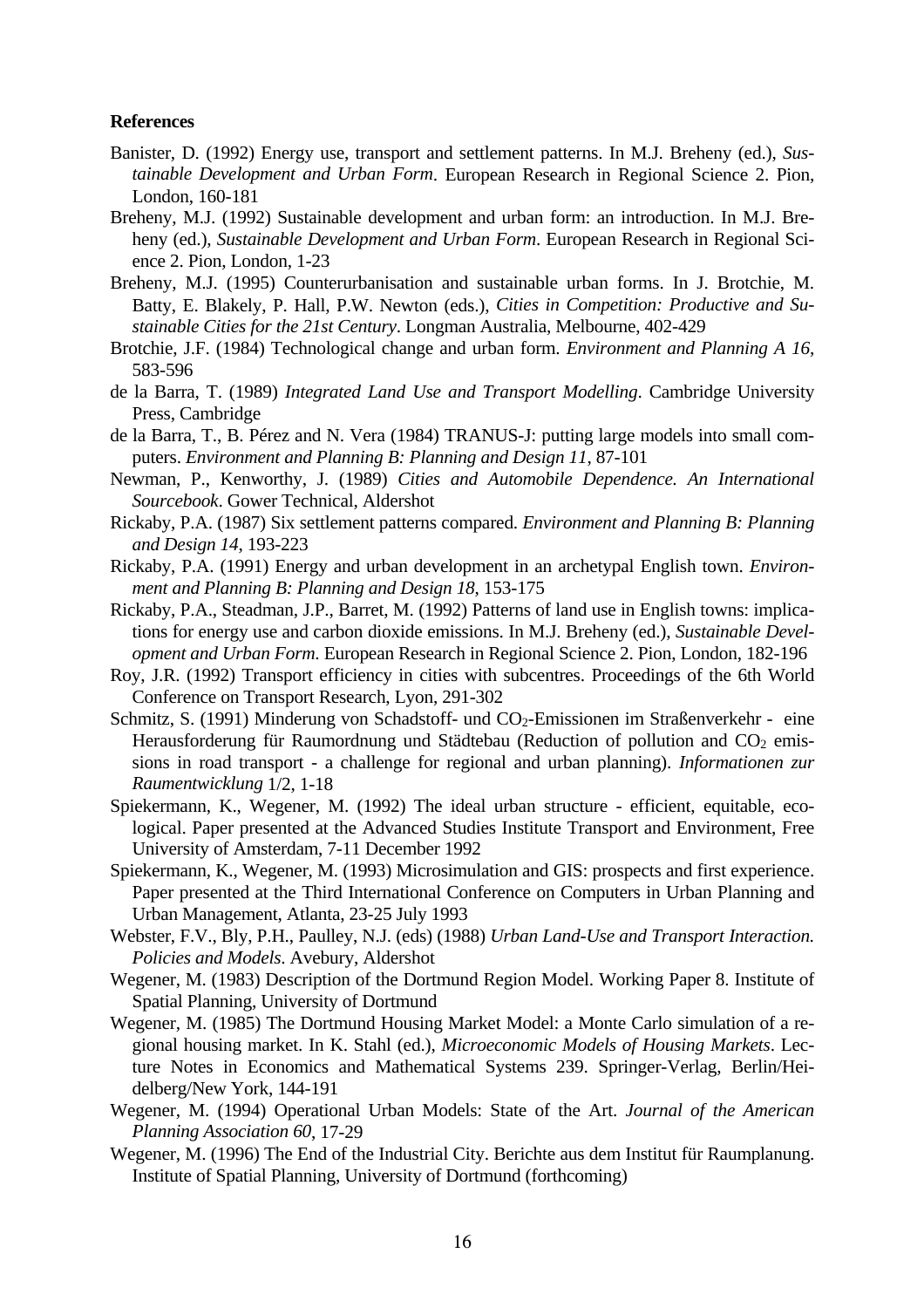**References**

Banister, D. (1992) Energy use, transport and settlement patterns. In M.J. Breheny (ed.), *Sustainable Development and Urban Form*. European Research in Regional Science 2. Pion, London, 160-181

Breheny, M.J. (1992) Sustainable development and urban form: an introduction. In M.J. Breheny (ed.), *Sustainable Development and Urban Form*. European Research in Regional Science 2. Pion, London, 1-23

Breheny, M.J. (1995) Counterurbanisation and sustainable urban forms. In J. Brotchie, M. Batty, E. Blakely, P. Hall, P.W. Newton (eds.), *Cities in Competition: Productive and Sustainable Cities for the 21st Century*. Longman Australia, Melbourne, 402-429

Brotchie, J.F. (1984) Technological change and urban form. *Environment and Planning A 16*, 583-596

de la Barra, T. (1989) *Integrated Land Use and Transport Modelling*. Cambridge University Press, Cambridge

de la Barra, T., B. Pérez and N. Vera (1984) TRANUS-J: putting large models into small computers. *Environment and Planning B: Planning and Design 11*, 87-101

Newman, P., Kenworthy, J. (1989) *Cities and Automobile Dependence. An International Sourcebook*. Gower Technical, Aldershot

Rickaby, P.A. (1987) Six settlement patterns compared. *Environment and Planning B: Planning and Design 14*, 193-223

Rickaby, P.A. (1991) Energy and urban development in an archetypal English town. *Environment and Planning B: Planning and Design 18*, 153-175

Rickaby, P.A., Steadman, J.P., Barret, M. (1992) Patterns of land use in English towns: implications for energy use and carbon dioxide emissions. In M.J. Breheny (ed.), *Sustainable Development and Urban Form*. European Research in Regional Science 2. Pion, London, 182-196

Roy, J.R. (1992) Transport efficiency in cities with subcentres. Proceedings of the 6th World Conference on Transport Research, Lyon, 291-302

Schmitz, S. (1991) Minderung von Schadstoff- und $CO_2$-Emissionen im Straßenverkehr - eine Herausforderung für Raumordnung und Städtebau (Reduction of pollution and $CO_2$ emissions in road transport - a challenge for regional and urban planning). *Informationen zur Raumentwicklung* 1/2, 1-18

Spiekermann, K., Wegener, M. (1992) The ideal urban structure - efficient, equitable, ecological. Paper presented at the Advanced Studies Institute Transport and Environment, Free University of Amsterdam, 7-11 December 1992

Spiekermann, K., Wegener, M. (1993) Microsimulation and GIS: prospects and first experience. Paper presented at the Third International Conference on Computers in Urban Planning and Urban Management, Atlanta, 23-25 July 1993

Webster, F.V., Bly, P.H., Paulley, N.J. (eds) (1988) *Urban Land-Use and Transport Interaction. Policies and Models*. Avebury, Aldershot

Wegener, M. (1983) Description of the Dortmund Region Model. Working Paper 8. Institute of Spatial Planning, University of Dortmund

Wegener, M. (1985) The Dortmund Housing Market Model: a Monte Carlo simulation of a regional housing market. In K. Stahl (ed.), *Microeconomic Models of Housing Markets*. Lecture Notes in Economics and Mathematical Systems 239. Springer-Verlag, Berlin/Heidelberg/New York, 144-191

Wegener, M. (1994) Operational Urban Models: State of the Art. *Journal of the American Planning Association 60*, 17-29

Wegener, M. (1996) The End of the Industrial City. Berichte aus dem Institut für Raumplanung. Institute of Spatial Planning, University of Dortmund (forthcoming)